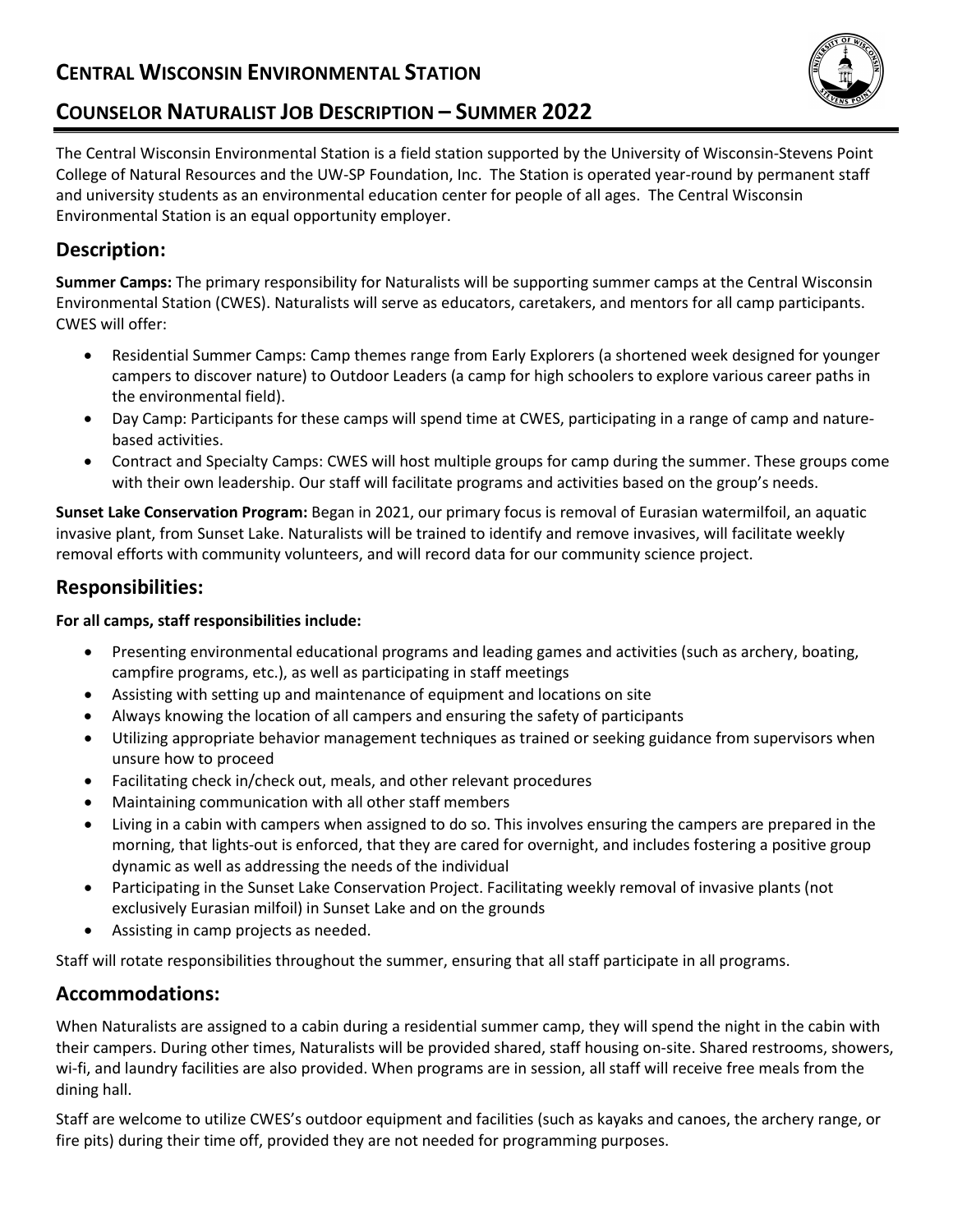# Central Wisconsin Environmental Station

# Counselor Naturalist Job Description – Summer 2022

The Central Wisconsin Environmental Station is a field station supported by the University of Wisconsin-Stevens Point College of Natural Resources and the UW-SP Foundation, Inc. The Station is operated year-round by permanent staff and university students as an environmental education center for people of all ages. The Central Wisconsin Environmental Station is an equal opportunity employer.

## Description:

**Summer Camps:** The primary responsibility for Naturalists will be supporting summer camps at the Central Wisconsin Environmental Station (CWES). Naturalists will serve as educators, caretakers, and mentors for all camp participants. CWES will offer:

- Residential Summer Camps: Camp themes range from Early Explorers (a shortened week designed for younger campers to discover nature) to Outdoor Leaders (a camp for high schoolers to explore various career paths in the environmental field).
- Day Camp: Participants for these camps will spend time at CWES, participating in a range of camp and nature-based activities.
- Contract and Specialty Camps: CWES will host multiple groups for camp during the summer. These groups come with their own leadership. Our staff will facilitate programs and activities based on the group's needs.

**Sunset Lake Conservation Program:** Began in 2021, our primary focus is removal of Eurasian watermilfoil, an aquatic invasive plant, from Sunset Lake. Naturalists will be trained to identify and remove invasives, will facilitate weekly removal efforts with community volunteers, and will record data for our community science project.

## Responsibilities:

**For all camps, staff responsibilities include:**

- Presenting environmental educational programs and leading games and activities (such as archery, boating, campfire programs, etc.), as well as participating in staff meetings
- Assisting with setting up and maintenance of equipment and locations on site
- Always knowing the location of all campers and ensuring the safety of participants
- Utilizing appropriate behavior management techniques as trained or seeking guidance from supervisors when unsure how to proceed
- Facilitating check in/check out, meals, and other relevant procedures
- Maintaining communication with all other staff members
- Living in a cabin with campers when assigned to do so. This involves ensuring the campers are prepared in the morning, that lights-out is enforced, that they are cared for overnight, and includes fostering a positive group dynamic as well as addressing the needs of the individual
- Participating in the Sunset Lake Conservation Project. Facilitating weekly removal of invasive plants (not exclusively Eurasian milfoil) in Sunset Lake and on the grounds
- Assisting in camp projects as needed.

Staff will rotate responsibilities throughout the summer, ensuring that all staff participate in all programs.

## Accommodations:

When Naturalists are assigned to a cabin during a residential summer camp, they will spend the night in the cabin with their campers. During other times, Naturalists will be provided shared, staff housing on-site. Shared restrooms, showers, wi-fi, and laundry facilities are also provided. When programs are in session, all staff will receive free meals from the dining hall.

Staff are welcome to utilize CWES's outdoor equipment and facilities (such as kayaks and canoes, the archery range, or fire pits) during their time off, provided they are not needed for programming purposes.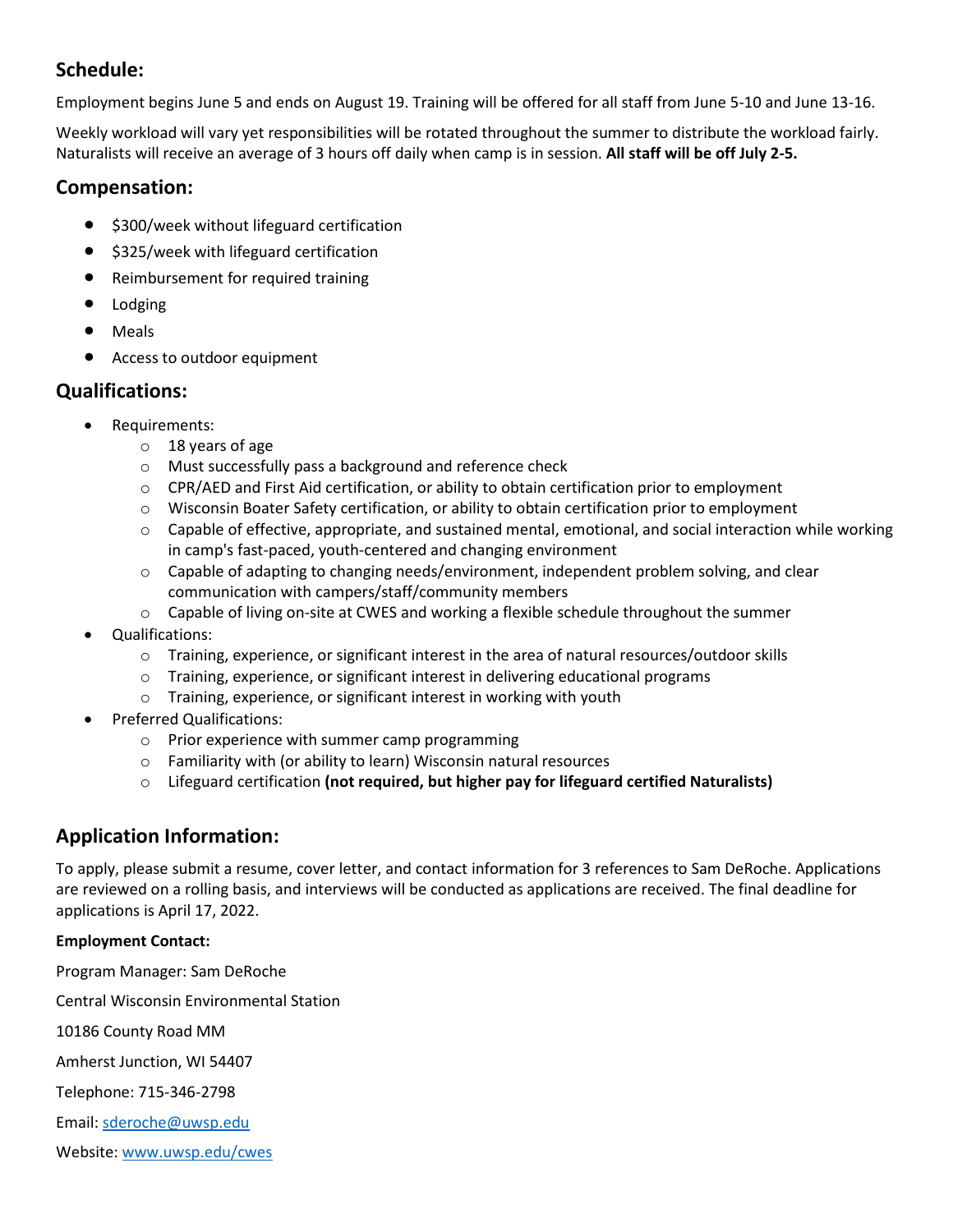## Schedule:

Employment begins June 5 and ends on August 19. Training will be offered for all staff from June 5-10 and June 13-16.

Weekly workload will vary yet responsibilities will be rotated throughout the summer to distribute the workload fairly. Naturalists will receive an average of 3 hours off daily when camp is in session. **All staff will be off July 2-5.**

## Compensation:

- $300/week without lifeguard certification
- $325/week with lifeguard certification
- Reimbursement for required training
- Lodging
- Meals
- Access to outdoor equipment

## Qualifications:

- Requirements:
  - 18 years of age
  - Must successfully pass a background and reference check
  - CPR/AED and First Aid certification, or ability to obtain certification prior to employment
  - Wisconsin Boater Safety certification, or ability to obtain certification prior to employment
  - Capable of effective, appropriate, and sustained mental, emotional, and social interaction while working in camp's fast-paced, youth-centered and changing environment
  - Capable of adapting to changing needs/environment, independent problem solving, and clear communication with campers/staff/community members
  - Capable of living on-site at CWES and working a flexible schedule throughout the summer
- Qualifications:
  - Training, experience, or significant interest in the area of natural resources/outdoor skills
  - Training, experience, or significant interest in delivering educational programs
  - Training, experience, or significant interest in working with youth
- Preferred Qualifications:
  - Prior experience with summer camp programming
  - Familiarity with (or ability to learn) Wisconsin natural resources
  - Lifeguard certification **(not required, but higher pay for lifeguard certified Naturalists)**

## Application Information:

To apply, please submit a resume, cover letter, and contact information for 3 references to Sam DeRoche. Applications are reviewed on a rolling basis, and interviews will be conducted as applications are received. The final deadline for applications is April 17, 2022.

**Employment Contact:**

Program Manager: Sam DeRoche

Central Wisconsin Environmental Station

10186 County Road MM

Amherst Junction, WI 54407

Telephone: 715-346-2798

Email: sderoche@uwsp.edu

Website: www.uwsp.edu/cwes